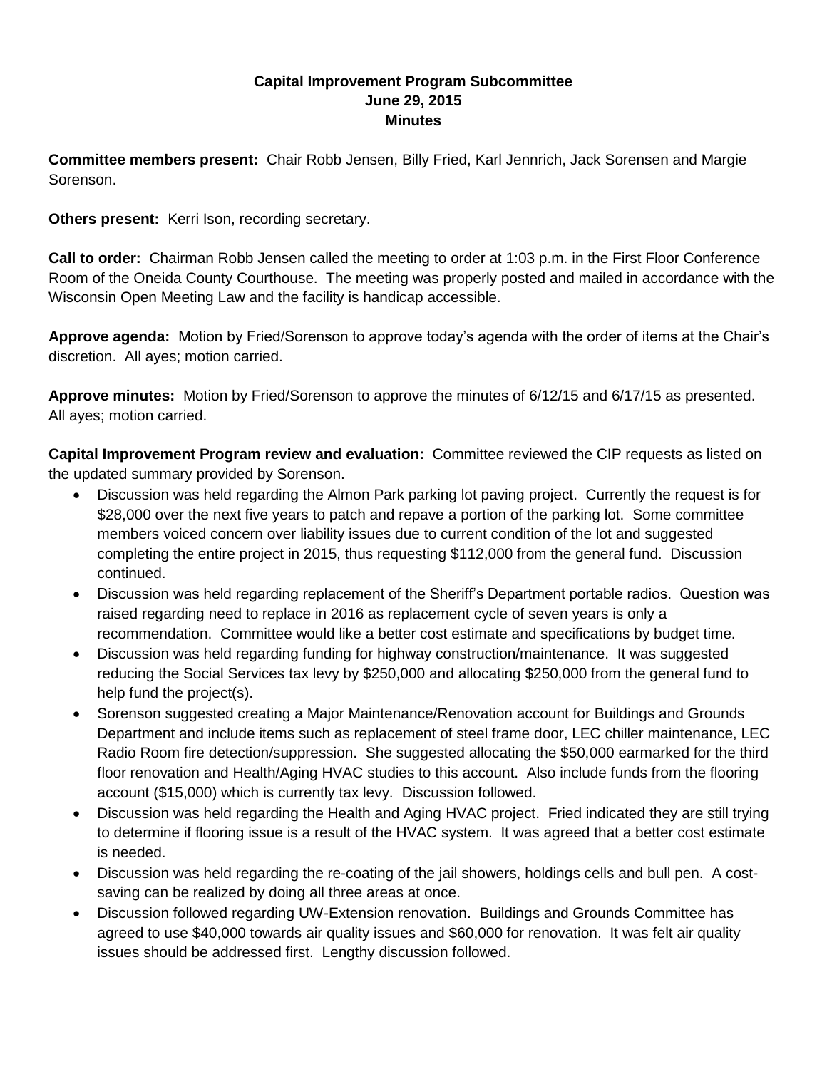**Capital Improvement Program Subcommittee**
**June 29, 2015**
**Minutes**

**Committee members present:** Chair Robb Jensen, Billy Fried, Karl Jennrich, Jack Sorensen and Margie Sorenson.

**Others present:** Kerri Ison, recording secretary.

**Call to order:** Chairman Robb Jensen called the meeting to order at 1:03 p.m. in the First Floor Conference Room of the Oneida County Courthouse. The meeting was properly posted and mailed in accordance with the Wisconsin Open Meeting Law and the facility is handicap accessible.

**Approve agenda:** Motion by Fried/Sorenson to approve today's agenda with the order of items at the Chair's discretion. All ayes; motion carried.

**Approve minutes:** Motion by Fried/Sorenson to approve the minutes of 6/12/15 and 6/17/15 as presented. All ayes; motion carried.

**Capital Improvement Program review and evaluation:** Committee reviewed the CIP requests as listed on the updated summary provided by Sorenson.

- Discussion was held regarding the Almon Park parking lot paving project. Currently the request is for $28,000 over the next five years to patch and repave a portion of the parking lot. Some committee members voiced concern over liability issues due to current condition of the lot and suggested completing the entire project in 2015, thus requesting $112,000 from the general fund. Discussion continued.
- Discussion was held regarding replacement of the Sheriff's Department portable radios. Question was raised regarding need to replace in 2016 as replacement cycle of seven years is only a recommendation. Committee would like a better cost estimate and specifications by budget time.
- Discussion was held regarding funding for highway construction/maintenance. It was suggested reducing the Social Services tax levy by $250,000 and allocating $250,000 from the general fund to help fund the project(s).
- Sorenson suggested creating a Major Maintenance/Renovation account for Buildings and Grounds Department and include items such as replacement of steel frame door, LEC chiller maintenance, LEC Radio Room fire detection/suppression. She suggested allocating the $50,000 earmarked for the third floor renovation and Health/Aging HVAC studies to this account. Also include funds from the flooring account ($15,000) which is currently tax levy. Discussion followed.
- Discussion was held regarding the Health and Aging HVAC project. Fried indicated they are still trying to determine if flooring issue is a result of the HVAC system. It was agreed that a better cost estimate is needed.
- Discussion was held regarding the re-coating of the jail showers, holdings cells and bull pen. A cost-saving can be realized by doing all three areas at once.
- Discussion followed regarding UW-Extension renovation. Buildings and Grounds Committee has agreed to use $40,000 towards air quality issues and $60,000 for renovation. It was felt air quality issues should be addressed first. Lengthy discussion followed.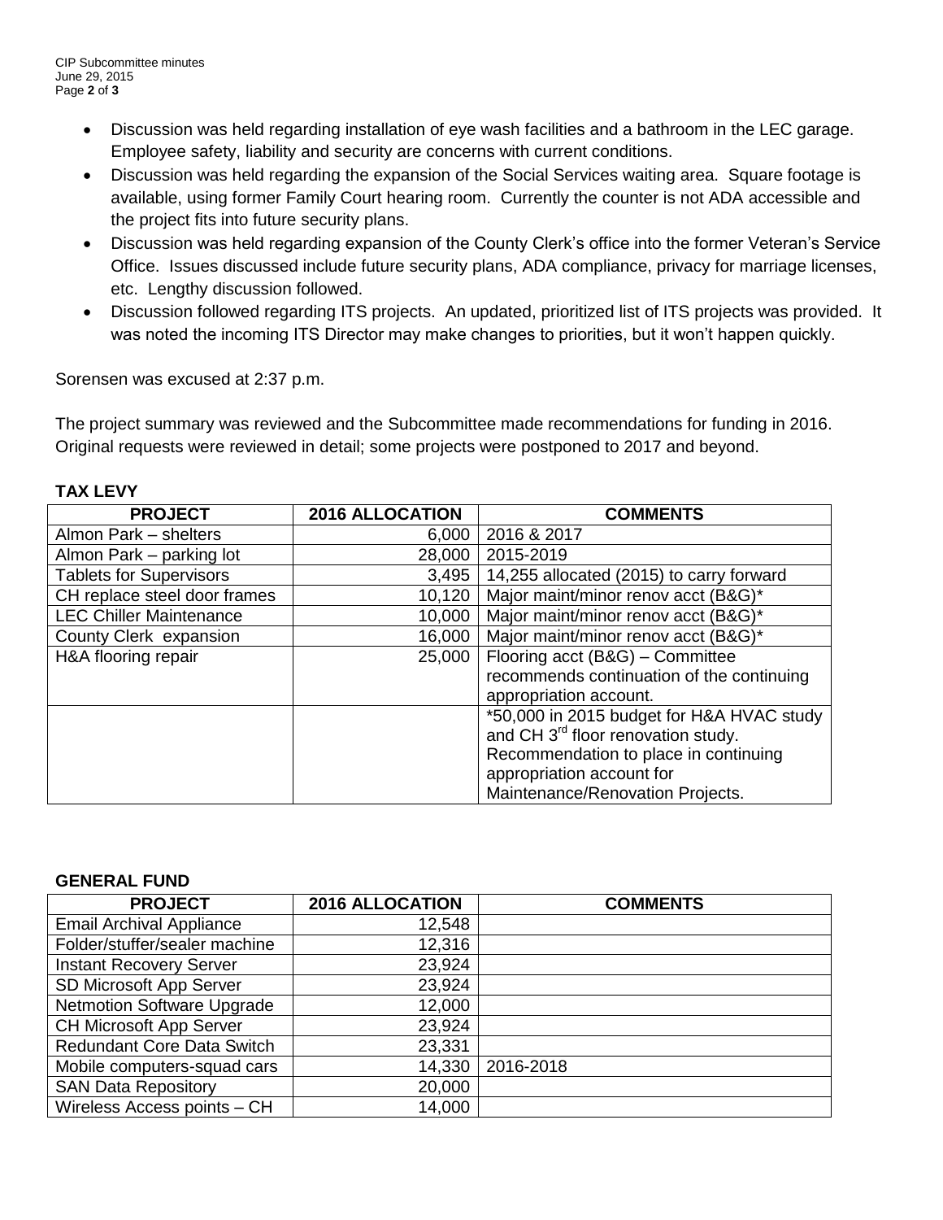- Discussion was held regarding installation of eye wash facilities and a bathroom in the LEC garage. Employee safety, liability and security are concerns with current conditions.
- Discussion was held regarding the expansion of the Social Services waiting area. Square footage is available, using former Family Court hearing room. Currently the counter is not ADA accessible and the project fits into future security plans.
- Discussion was held regarding expansion of the County Clerk's office into the former Veteran's Service Office. Issues discussed include future security plans, ADA compliance, privacy for marriage licenses, etc. Lengthy discussion followed.
- Discussion followed regarding ITS projects. An updated, prioritized list of ITS projects was provided. It was noted the incoming ITS Director may make changes to priorities, but it won't happen quickly.

Sorensen was excused at 2:37 p.m.

The project summary was reviewed and the Subcommittee made recommendations for funding in 2016. Original requests were reviewed in detail; some projects were postponed to 2017 and beyond.

**TAX LEVY**

| PROJECT | 2016 ALLOCATION | COMMENTS |
|---|---:|---|
| Almon Park – shelters | 6,000 | 2016 & 2017 |
| Almon Park – parking lot | 28,000 | 2015-2019 |
| Tablets for Supervisors | 3,495 | 14,255 allocated (2015) to carry forward |
| CH replace steel door frames | 10,120 | Major maint/minor renov acct (B&G)* |
| LEC Chiller Maintenance | 10,000 | Major maint/minor renov acct (B&G)* |
| County Clerk expansion | 16,000 | Major maint/minor renov acct (B&G)* |
| H&A flooring repair | 25,000 | Flooring acct (B&G) – Committee recommends continuation of the continuing appropriation account. |
| | | *50,000 in 2015 budget for H&A HVAC study and CH 3rd floor renovation study. Recommendation to place in continuing appropriation account for Maintenance/Renovation Projects. |

**GENERAL FUND**

| PROJECT | 2016 ALLOCATION | COMMENTS |
|---|---:|---|
| Email Archival Appliance | 12,548 | |
| Folder/stuffer/sealer machine | 12,316 | |
| Instant Recovery Server | 23,924 | |
| SD Microsoft App Server | 23,924 | |
| Netmotion Software Upgrade | 12,000 | |
| CH Microsoft App Server | 23,924 | |
| Redundant Core Data Switch | 23,331 | |
| Mobile computers-squad cars | 14,330 | 2016-2018 |
| SAN Data Repository | 20,000 | |
| Wireless Access points – CH | 14,000 | |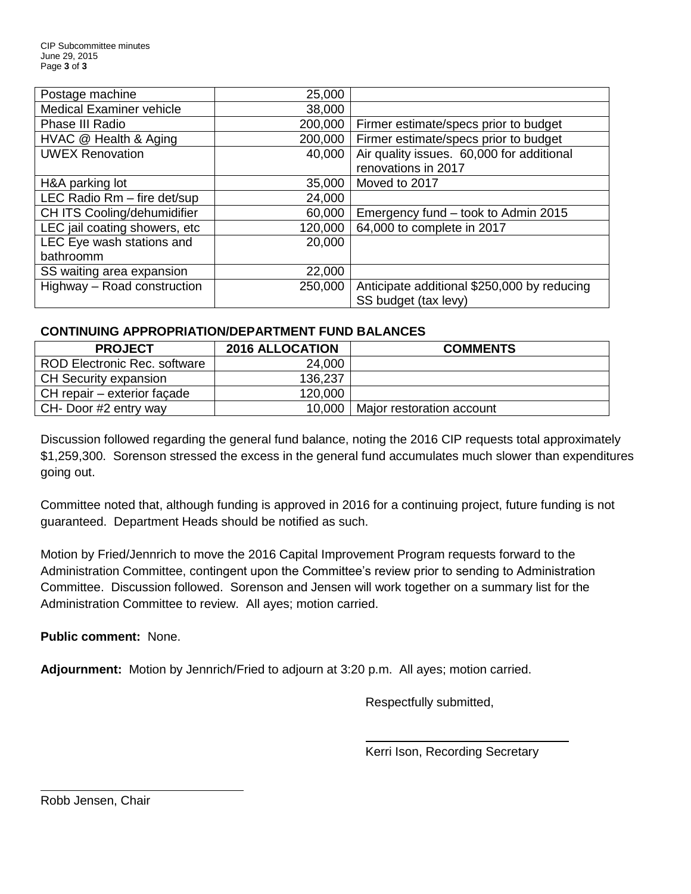| | | |
|---|---|---|
| Postage machine | 25,000 | |
| Medical Examiner vehicle | 38,000 | |
| Phase III Radio | 200,000 | Firmer estimate/specs prior to budget |
| HVAC @ Health & Aging | 200,000 | Firmer estimate/specs prior to budget |
| UWEX Renovation | 40,000 | Air quality issues. 60,000 for additional renovations in 2017 |
| H&A parking lot | 35,000 | Moved to 2017 |
| LEC Radio Rm – fire det/sup | 24,000 | |
| CH ITS Cooling/dehumidifier | 60,000 | Emergency fund – took to Admin 2015 |
| LEC jail coating showers, etc | 120,000 | 64,000 to complete in 2017 |
| LEC Eye wash stations and bathroomm | 20,000 | |
| SS waiting area expansion | 22,000 | |
| Highway – Road construction | 250,000 | Anticipate additional $250,000 by reducing SS budget (tax levy) |

**CONTINUING APPROPRIATION/DEPARTMENT FUND BALANCES**

| PROJECT | 2016 ALLOCATION | COMMENTS |
|---|---|---|
| ROD Electronic Rec. software | 24,000 | |
| CH Security expansion | 136,237 | |
| CH repair – exterior façade | 120,000 | |
| CH- Door #2 entry way | 10,000 | Major restoration account |

Discussion followed regarding the general fund balance, noting the 2016 CIP requests total approximately $1,259,300. Sorenson stressed the excess in the general fund accumulates much slower than expenditures going out.

Committee noted that, although funding is approved in 2016 for a continuing project, future funding is not guaranteed. Department Heads should be notified as such.

Motion by Fried/Jennrich to move the 2016 Capital Improvement Program requests forward to the Administration Committee, contingent upon the Committee's review prior to sending to Administration Committee. Discussion followed. Sorenson and Jensen will work together on a summary list for the Administration Committee to review. All ayes; motion carried.

**Public comment:** None.

**Adjournment:** Motion by Jennrich/Fried to adjourn at 3:20 p.m. All ayes; motion carried.

Respectfully submitted,

Kerri Ison, Recording Secretary

Robb Jensen, Chair